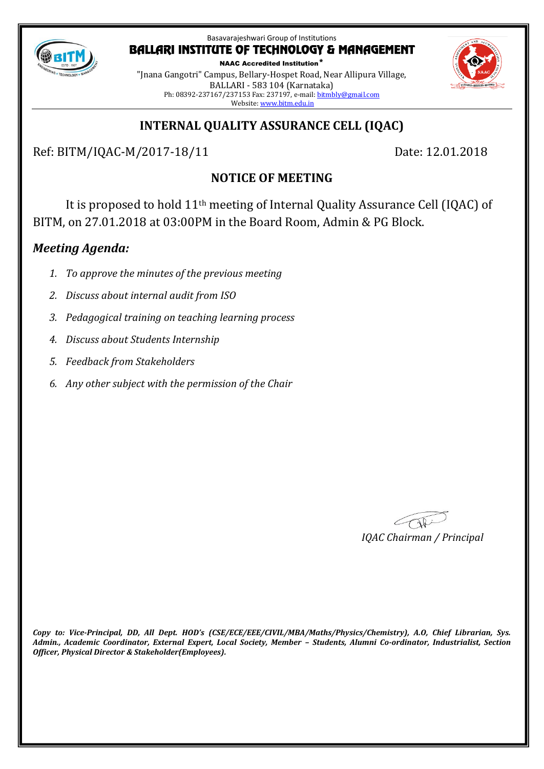Basavarajeshwari Group of Institutions

# BALLARI INSTITUTE OF TECHNOLOGY & MANAGEMENT

**NAAC Accredited Institution***

"Jnana Gangotri" Campus, Bellary-Hospet Road, Near Allipura Village,
BALLARI - 583 104 (Karnataka)
Ph: 08392-237167/237153 Fax: 237197, e-mail: bitmbly@gmail.com
Website: www.bitm.edu.in

## INTERNAL QUALITY ASSURANCE CELL (IQAC)

Ref: BITM/IQAC-M/2017-18/11 Date: 12.01.2018

### NOTICE OF MEETING

It is proposed to hold 11th meeting of Internal Quality Assurance Cell (IQAC) of BITM, on 27.01.2018 at 03:00PM in the Board Room, Admin & PG Block.

### *Meeting Agenda:*

1. *To approve the minutes of the previous meeting*
2. *Discuss about internal audit from ISO*
3. *Pedagogical training on teaching learning process*
4. *Discuss about Students Internship*
5. *Feedback from Stakeholders*
6. *Any other subject with the permission of the Chair*

*IQAC Chairman / Principal*

***Copy to: Vice-Principal, DD, All Dept. HOD's (CSE/ECE/EEE/CIVIL/MBA/Maths/Physics/Chemistry), A.O, Chief Librarian, Sys. Admin., Academic Coordinator, External Expert, Local Society, Member – Students, Alumni Co-ordinator, Industrialist, Section Officer, Physical Director & Stakeholder(Employees).***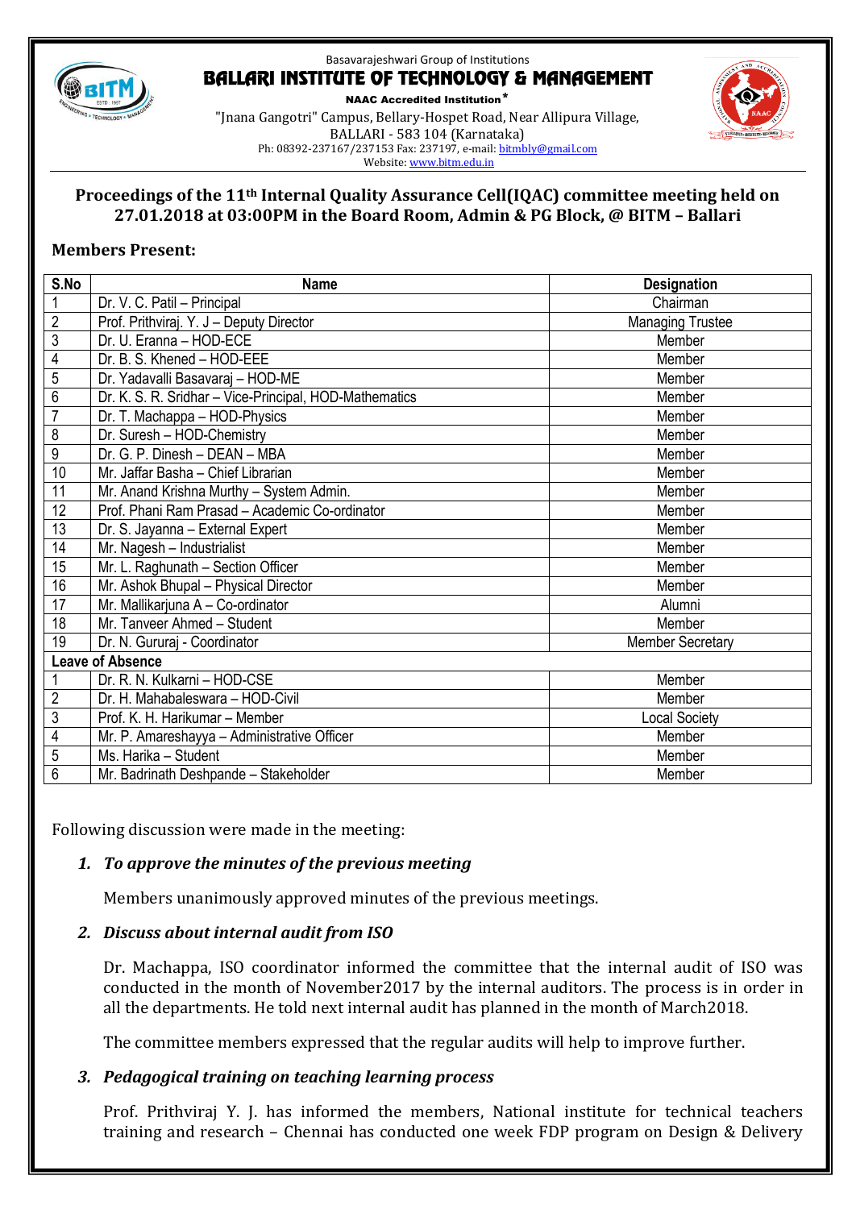Basavarajeshwari Group of Institutions

# BALLARI INSTITUTE OF TECHNOLOGY & MANAGEMENT

**NAAC Accredited Institution***

"Jnana Gangotri" Campus, Bellary-Hospet Road, Near Allipura Village,
BALLARI - 583 104 (Karnataka)
Ph: 08392-237167/237153 Fax: 237197, e-mail: bitmbly@gmail.com
Website: www.bitm.edu.in

## Proceedings of the 11th Internal Quality Assurance Cell(IQAC) committee meeting held on 27.01.2018 at 03:00PM in the Board Room, Admin & PG Block, @ BITM – Ballari

### Members Present:

| S.No | Name | Designation |
|---|---|---|
| 1 | Dr. V. C. Patil – Principal | Chairman |
| 2 | Prof. Prithviraj. Y. J – Deputy Director | Managing Trustee |
| 3 | Dr. U. Eranna – HOD-ECE | Member |
| 4 | Dr. B. S. Khened – HOD-EEE | Member |
| 5 | Dr. Yadavalli Basavaraj – HOD-ME | Member |
| 6 | Dr. K. S. R. Sridhar – Vice-Principal, HOD-Mathematics | Member |
| 7 | Dr. T. Machappa – HOD-Physics | Member |
| 8 | Dr. Suresh – HOD-Chemistry | Member |
| 9 | Dr. G. P. Dinesh – DEAN – MBA | Member |
| 10 | Mr. Jaffar Basha – Chief Librarian | Member |
| 11 | Mr. Anand Krishna Murthy – System Admin. | Member |
| 12 | Prof. Phani Ram Prasad – Academic Co-ordinator | Member |
| 13 | Dr. S. Jayanna – External Expert | Member |
| 14 | Mr. Nagesh – Industrialist | Member |
| 15 | Mr. L. Raghunath – Section Officer | Member |
| 16 | Mr. Ashok Bhupal – Physical Director | Member |
| 17 | Mr. Mallikarjuna A – Co-ordinator | Alumni |
| 18 | Mr. Tanveer Ahmed – Student | Member |
| 19 | Dr. N. Gururaj - Coordinator | Member Secretary |
| **Leave of Absence** | | |
| 1 | Dr. R. N. Kulkarni – HOD-CSE | Member |
| 2 | Dr. H. Mahabaleswara – HOD-Civil | Member |
| 3 | Prof. K. H. Harikumar – Member | Local Society |
| 4 | Mr. P. Amareshayya – Administrative Officer | Member |
| 5 | Ms. Harika – Student | Member |
| 6 | Mr. Badrinath Deshpande – Stakeholder | Member |

Following discussion were made in the meeting:

1. ***To approve the minutes of the previous meeting***

   Members unanimously approved minutes of the previous meetings.

2. ***Discuss about internal audit from ISO***

   Dr. Machappa, ISO coordinator informed the committee that the internal audit of ISO was conducted in the month of November2017 by the internal auditors. The process is in order in all the departments. He told next internal audit has planned in the month of March2018.

   The committee members expressed that the regular audits will help to improve further.

3. ***Pedagogical training on teaching learning process***

   Prof. Prithviraj Y. J. has informed the members, National institute for technical teachers training and research – Chennai has conducted one week FDP program on Design & Delivery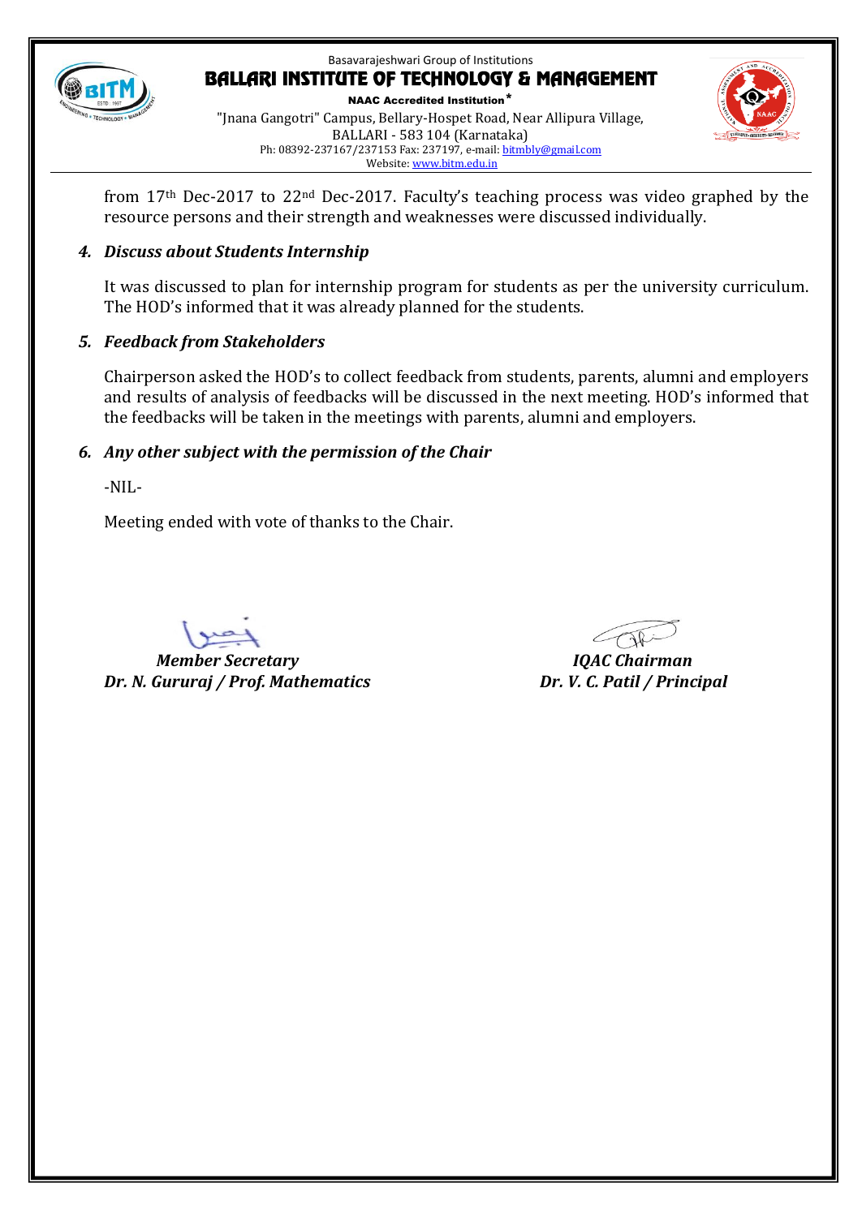from 17th Dec-2017 to 22nd Dec-2017. Faculty's teaching process was video graphed by the resource persons and their strength and weaknesses were discussed individually.

4. ***Discuss about Students Internship***

It was discussed to plan for internship program for students as per the university curriculum. The HOD's informed that it was already planned for the students.

5. ***Feedback from Stakeholders***

Chairperson asked the HOD's to collect feedback from students, parents, alumni and employers and results of analysis of feedbacks will be discussed in the next meeting. HOD's informed that the feedbacks will be taken in the meetings with parents, alumni and employers.

6. ***Any other subject with the permission of the Chair***

-NIL-

Meeting ended with vote of thanks to the Chair.

***Member Secretary***
***Dr. N. Gururaj / Prof. Mathematics***

***IQAC Chairman***
***Dr. V. C. Patil / Principal***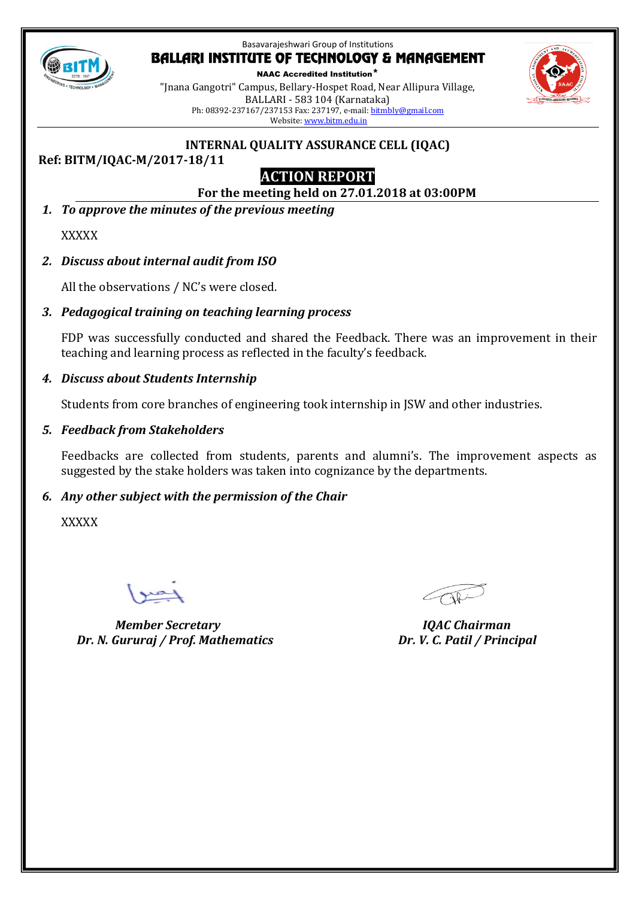Basavarajeshwari Group of Institutions

# BALLARI INSTITUTE OF TECHNOLOGY & MANAGEMENT

**NAAC Accredited Institution***

"Jnana Gangotri" Campus, Bellary-Hospet Road, Near Allipura Village,
BALLARI - 583 104 (Karnataka)
Ph: 08392-237167/237153 Fax: 237197, e-mail: bitmbly@gmail.com
Website: www.bitm.edu.in

**INTERNAL QUALITY ASSURANCE CELL (IQAC)**

**Ref: BITM/IQAC-M/2017-18/11**

## ACTION REPORT

**For the meeting held on 27.01.2018 at 03:00PM**

1. ***To approve the minutes of the previous meeting***

   XXXXX

2. ***Discuss about internal audit from ISO***

   All the observations / NC's were closed.

3. ***Pedagogical training on teaching learning process***

   FDP was successfully conducted and shared the Feedback. There was an improvement in their teaching and learning process as reflected in the faculty's feedback.

4. ***Discuss about Students Internship***

   Students from core branches of engineering took internship in JSW and other industries.

5. ***Feedback from Stakeholders***

   Feedbacks are collected from students, parents and alumni's. The improvement aspects as suggested by the stake holders was taken into cognizance by the departments.

6. ***Any other subject with the permission of the Chair***

   XXXXX

***Member Secretary***
***Dr. N. Gururaj / Prof. Mathematics***

***IQAC Chairman***
***Dr. V. C. Patil / Principal***